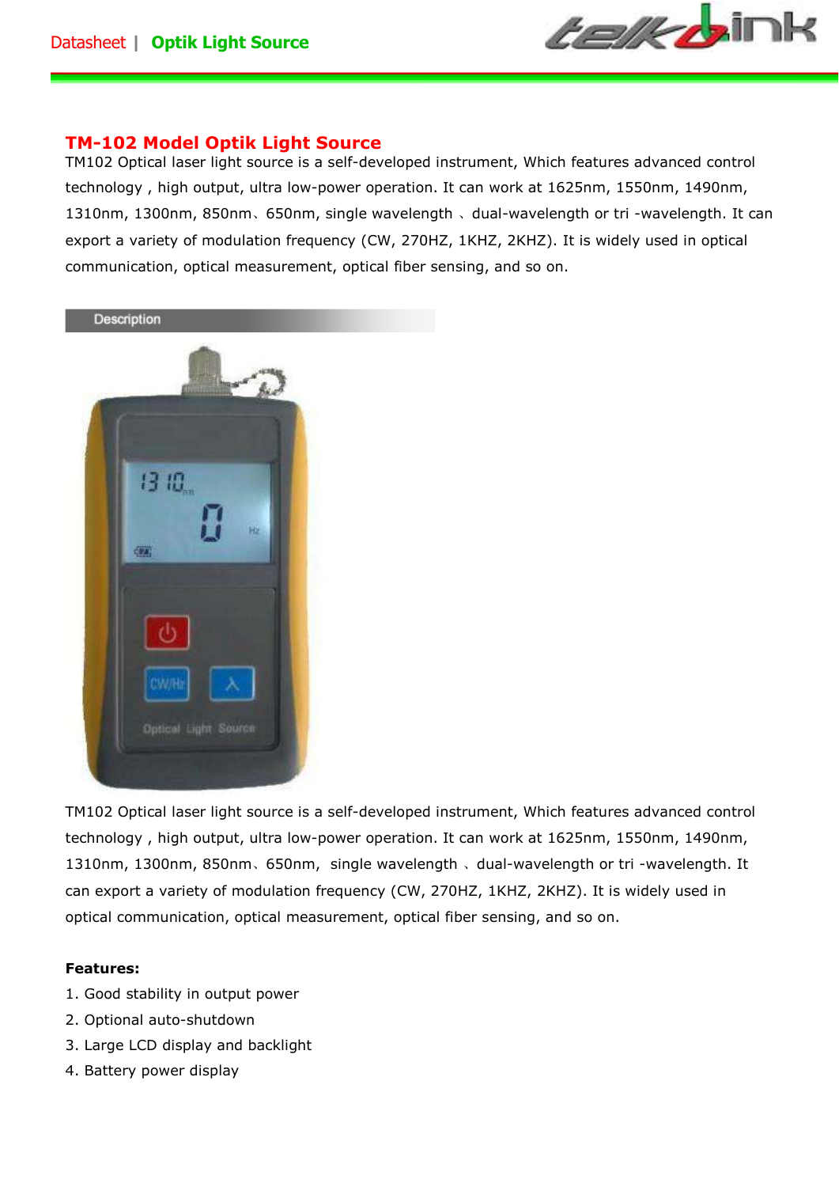## TM-102 Model Optik Light Source

TM102 Optical laser light source is a self-developed instrument, Which features advanced control technology , high output, ultra low-power operation. It can work at 1625nm, 1550nm, 1490nm, 1310nm, 1300nm, 850nm、650nm, single wavelength 、dual-wavelength or tri -wavelength. It can export a variety of modulation frequency (CW, 270HZ, 1KHZ, 2KHZ). It is widely used in optical communication, optical measurement, optical fiber sensing, and so on.

### Description

TM102 Optical laser light source is a self-developed instrument, Which features advanced control technology , high output, ultra low-power operation. It can work at 1625nm, 1550nm, 1490nm, 1310nm, 1300nm, 850nm、650nm, single wavelength 、dual-wavelength or tri -wavelength. It can export a variety of modulation frequency (CW, 270HZ, 1KHZ, 2KHZ). It is widely used in optical communication, optical measurement, optical fiber sensing, and so on.

**Features:**

1. Good stability in output power
2. Optional auto-shutdown
3. Large LCD display and backlight
4. Battery power display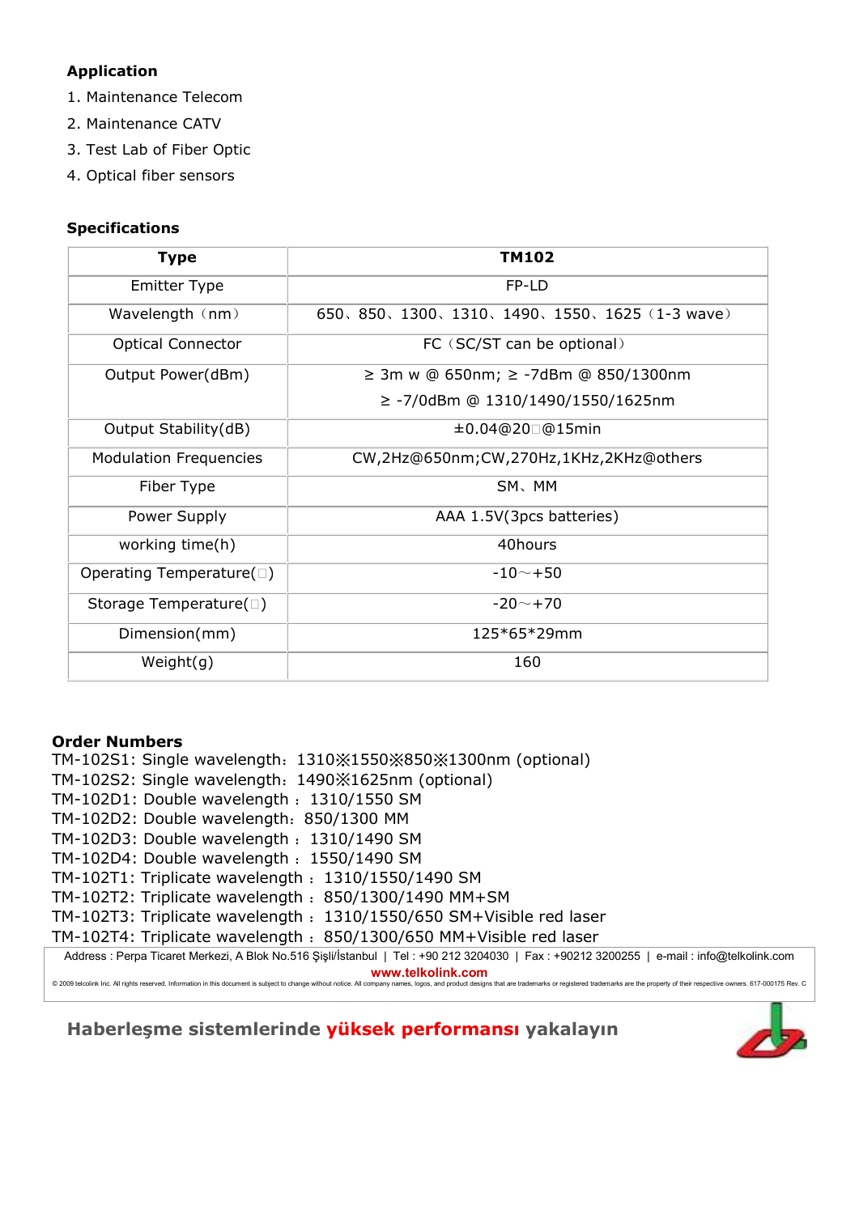## Application

1. Maintenance Telecom
2. Maintenance CATV
3. Test Lab of Fiber Optic
4. Optical fiber sensors

## Specifications

| Type | TM102 |
|---|---|
| Emitter Type | FP-LD |
| Wavelength（nm） | 650、850、1300、1310、1490、1550、1625（1-3 wave） |
| Optical Connector | FC（SC/ST can be optional） |
| Output Power(dBm) | ≥ 3m w @ 650nm; ≥ -7dBm @ 850/1300nm<br>≥ -7/0dBm @ 1310/1490/1550/1625nm |
| Output Stability(dB) | ±0.04@20□@15min |
| Modulation Frequencies | CW,2Hz@650nm;CW,270Hz,1KHz,2KHz@others |
| Fiber Type | SM、MM |
| Power Supply | AAA 1.5V(3pcs batteries) |
| working time(h) | 40hours |
| Operating Temperature(□) | -10～+50 |
| Storage Temperature(□) | -20～+70 |
| Dimension(mm) | 125*65*29mm |
| Weight(g) | 160 |

## Order Numbers

TM-102S1: Single wavelength：1310※1550※850※1300nm (optional)
TM-102S2: Single wavelength：1490※1625nm (optional)
TM-102D1: Double wavelength：1310/1550 SM
TM-102D2: Double wavelength：850/1300 MM
TM-102D3: Double wavelength：1310/1490 SM
TM-102D4: Double wavelength：1550/1490 SM
TM-102T1: Triplicate wavelength：1310/1550/1490 SM
TM-102T2: Triplicate wavelength：850/1300/1490 MM+SM
TM-102T3: Triplicate wavelength：1310/1550/650 SM+Visible red laser
TM-102T4: Triplicate wavelength：850/1300/650 MM+Visible red laser

Address : Perpa Ticaret Merkezi, A Blok No.516 Şişli/İstanbul | Tel : +90 212 3204030 | Fax : +90212 3200255 | e-mail : info@telkolink.com
www.telkolink.com
© 2009 telcolink Inc. All rights reserved. Information in this document is subject to change without notice. All company names, logos, and product designs that are trademarks or registered trademarks are the property of their respective owners. 617-000175 Rev. C

**Haberleşme sistemlerinde yüksek performansı yakalayın**